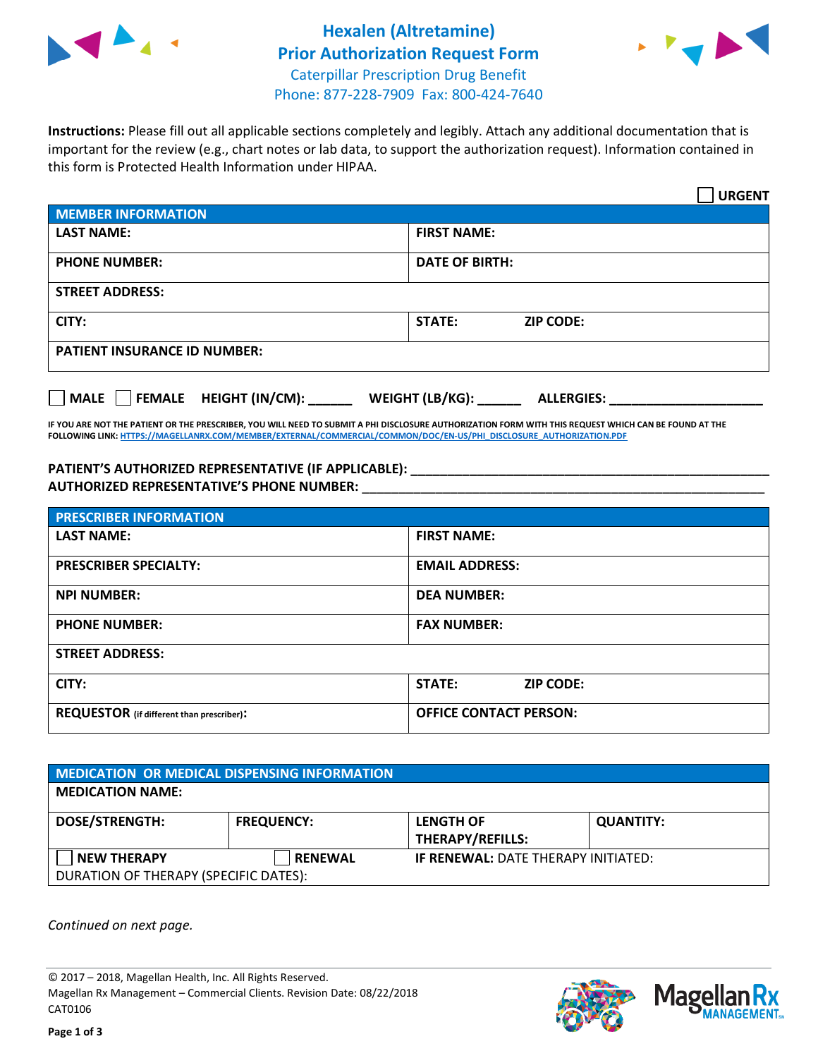# Hexalen (Altretamine) Prior Authorization Request Form

Caterpillar Prescription Drug Benefit
Phone: 877-228-7909 Fax: 800-424-7640

**Instructions:** Please fill out all applicable sections completely and legibly. Attach any additional documentation that is important for the review (e.g., chart notes or lab data, to support the authorization request). Information contained in this form is Protected Health Information under HIPAA.

☐ **URGENT**

| **MEMBER INFORMATION** | |
|---|---|
| **LAST NAME:** | **FIRST NAME:** |
| **PHONE NUMBER:** | **DATE OF BIRTH:** |
| **STREET ADDRESS:** | |
| **CITY:** | **STATE:** **ZIP CODE:** |
| **PATIENT INSURANCE ID NUMBER:** | |

☐ **MALE** ☐ **FEMALE** **HEIGHT (IN/CM):** ______ **WEIGHT (LB/KG):** ______ **ALLERGIES:** ____________________

**IF YOU ARE NOT THE PATIENT OR THE PRESCRIBER, YOU WILL NEED TO SUBMIT A PHI DISCLOSURE AUTHORIZATION FORM WITH THIS REQUEST WHICH CAN BE FOUND AT THE FOLLOWING LINK: HTTPS://MAGELLANRX.COM/MEMBER/EXTERNAL/COMMERCIAL/COMMON/DOC/EN-US/PHI_DISCLOSURE_AUTHORIZATION.PDF**

**PATIENT'S AUTHORIZED REPRESENTATIVE (IF APPLICABLE):** ____________________
**AUTHORIZED REPRESENTATIVE'S PHONE NUMBER:** ____________________

| **PRESCRIBER INFORMATION** | |
|---|---|
| **LAST NAME:** | **FIRST NAME:** |
| **PRESCRIBER SPECIALTY:** | **EMAIL ADDRESS:** |
| **NPI NUMBER:** | **DEA NUMBER:** |
| **PHONE NUMBER:** | **FAX NUMBER:** |
| **STREET ADDRESS:** | |
| **CITY:** | **STATE:** **ZIP CODE:** |
| **REQUESTOR** (if different than prescriber)**:** | **OFFICE CONTACT PERSON:** |

| **MEDICATION OR MEDICAL DISPENSING INFORMATION** | | | |
|---|---|---|---|
| **MEDICATION NAME:** | | | |
| **DOSE/STRENGTH:** | **FREQUENCY:** | **LENGTH OF THERAPY/REFILLS:** | **QUANTITY:** |
| ☐ **NEW THERAPY** | ☐ **RENEWAL** | **IF RENEWAL:** DATE THERAPY INITIATED: | |
| DURATION OF THERAPY (SPECIFIC DATES): | | | |

*Continued on next page.*

© 2017 – 2018, Magellan Health, Inc. All Rights Reserved.
Magellan Rx Management – Commercial Clients. Revision Date: 08/22/2018
CAT0106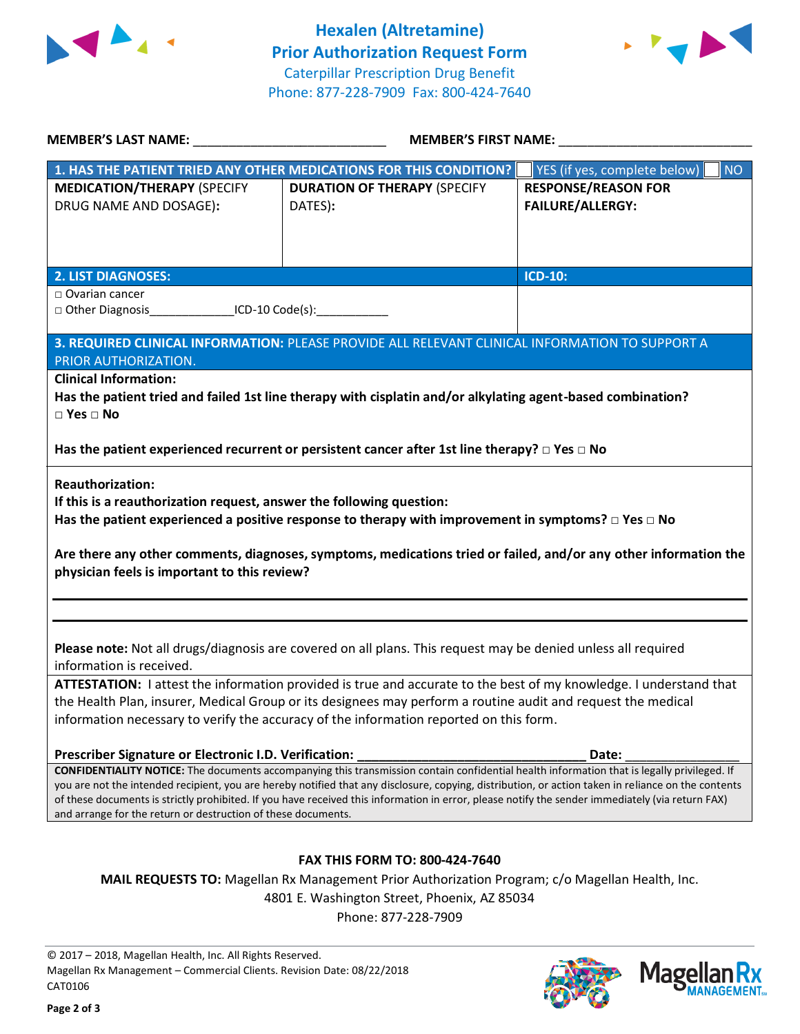# Hexalen (Altretamine) Prior Authorization Request Form

Caterpillar Prescription Drug Benefit
Phone: 877-228-7909 Fax: 800-424-7640

**MEMBER'S LAST NAME:** ___________________________ **MEMBER'S FIRST NAME:** ___________________________

| **1. HAS THE PATIENT TRIED ANY OTHER MEDICATIONS FOR THIS CONDITION?** | | ☐ YES (if yes, complete below) ☐ NO |
|---|---|---|
| **MEDICATION/THERAPY** (SPECIFY DRUG NAME AND DOSAGE): | **DURATION OF THERAPY** (SPECIFY DATES): | **RESPONSE/REASON FOR FAILURE/ALLERGY:** |
| | | |

| **2. LIST DIAGNOSES:** | **ICD-10:** |
|---|---|
| □ Ovarian cancer<br>□ Other Diagnosis_____________ICD-10 Code(s):___________ | |

**3. REQUIRED CLINICAL INFORMATION:** PLEASE PROVIDE ALL RELEVANT CLINICAL INFORMATION TO SUPPORT A PRIOR AUTHORIZATION.

**Clinical Information:**

**Has the patient tried and failed 1st line therapy with cisplatin and/or alkylating agent-based combination?**
**□ Yes □ No**

**Has the patient experienced recurrent or persistent cancer after 1st line therapy? □ Yes □ No**

**Reauthorization:**
**If this is a reauthorization request, answer the following question:**
**Has the patient experienced a positive response to therapy with improvement in symptoms? □ Yes □ No**

**Are there any other comments, diagnoses, symptoms, medications tried or failed, and/or any other information the physician feels is important to this review?**

___________________________________________________________________________

___________________________________________________________________________

**Please note:** Not all drugs/diagnosis are covered on all plans. This request may be denied unless all required information is received.

**ATTESTATION:** I attest the information provided is true and accurate to the best of my knowledge. I understand that the Health Plan, insurer, Medical Group or its designees may perform a routine audit and request the medical information necessary to verify the accuracy of the information reported on this form.

**Prescriber Signature or Electronic I.D. Verification:** ________________________________ **Date:** _______________

**CONFIDENTIALITY NOTICE:** The documents accompanying this transmission contain confidential health information that is legally privileged. If you are not the intended recipient, you are hereby notified that any disclosure, copying, distribution, or action taken in reliance on the contents of these documents is strictly prohibited. If you have received this information in error, please notify the sender immediately (via return FAX) and arrange for the return or destruction of these documents.

**FAX THIS FORM TO: 800-424-7640**

**MAIL REQUESTS TO:** Magellan Rx Management Prior Authorization Program; c/o Magellan Health, Inc.
4801 E. Washington Street, Phoenix, AZ 85034
Phone: 877-228-7909

© 2017 – 2018, Magellan Health, Inc. All Rights Reserved.
Magellan Rx Management – Commercial Clients. Revision Date: 08/22/2018
CAT0106